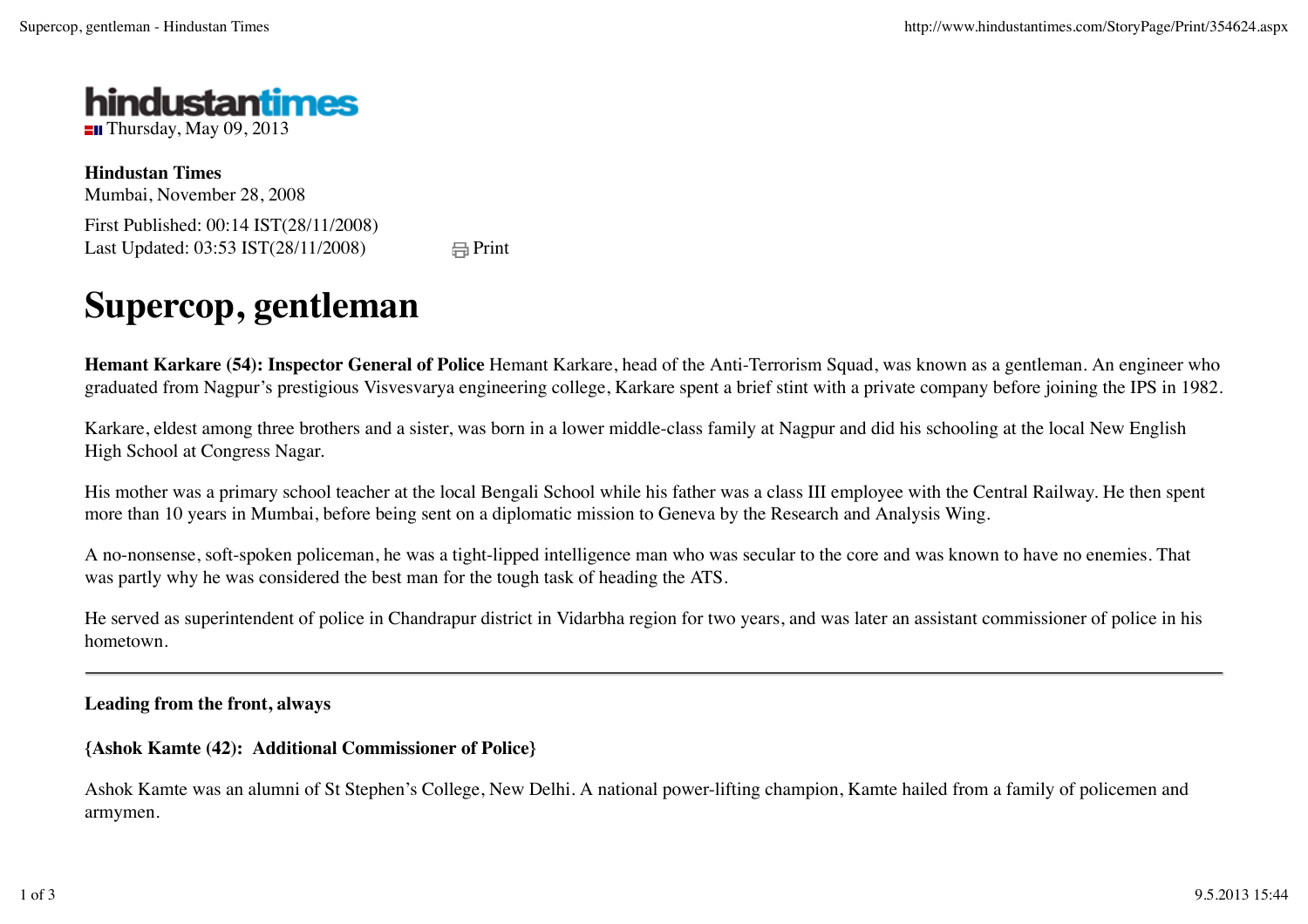**hindustantimes**

Thursday, May 09, 2013

**Hindustan Times**
Mumbai, November 28, 2008

First Published: 00:14 IST(28/11/2008)
Last Updated: 03:53 IST(28/11/2008)

# Supercop, gentleman

**Hemant Karkare (54): Inspector General of Police** Hemant Karkare, head of the Anti-Terrorism Squad, was known as a gentleman. An engineer who graduated from Nagpur's prestigious Visvesvarya engineering college, Karkare spent a brief stint with a private company before joining the IPS in 1982.

Karkare, eldest among three brothers and a sister, was born in a lower middle-class family at Nagpur and did his schooling at the local New English High School at Congress Nagar.

His mother was a primary school teacher at the local Bengali School while his father was a class III employee with the Central Railway. He then spent more than 10 years in Mumbai, before being sent on a diplomatic mission to Geneva by the Research and Analysis Wing.

A no-nonsense, soft-spoken policeman, he was a tight-lipped intelligence man who was secular to the core and was known to have no enemies. That was partly why he was considered the best man for the tough task of heading the ATS.

He served as superintendent of police in Chandrapur district in Vidarbha region for two years, and was later an assistant commissioner of police in his hometown.

---

**Leading from the front, always**

**{Ashok Kamte (42): Additional Commissioner of Police}**

Ashok Kamte was an alumni of St Stephen's College, New Delhi. A national power-lifting champion, Kamte hailed from a family of policemen and armymen.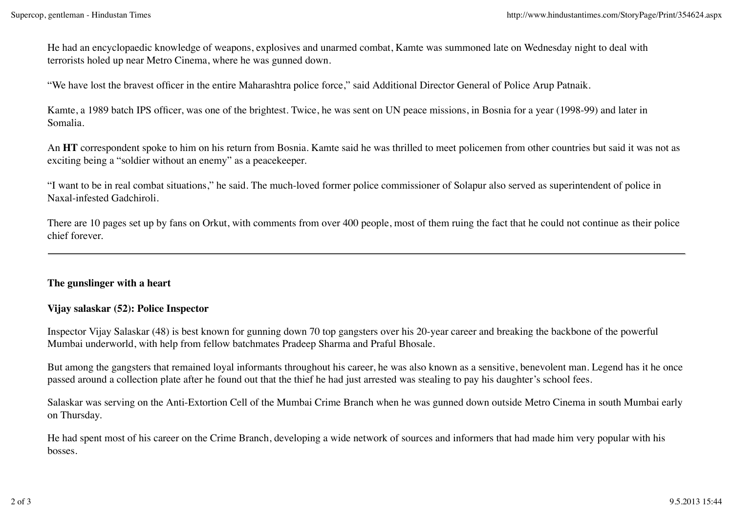He had an encyclopaedic knowledge of weapons, explosives and unarmed combat, Kamte was summoned late on Wednesday night to deal with terrorists holed up near Metro Cinema, where he was gunned down.

"We have lost the bravest officer in the entire Maharashtra police force," said Additional Director General of Police Arup Patnaik.

Kamte, a 1989 batch IPS officer, was one of the brightest. Twice, he was sent on UN peace missions, in Bosnia for a year (1998-99) and later in Somalia.

An **HT** correspondent spoke to him on his return from Bosnia. Kamte said he was thrilled to meet policemen from other countries but said it was not as exciting being a "soldier without an enemy" as a peacekeeper.

"I want to be in real combat situations," he said. The much-loved former police commissioner of Solapur also served as superintendent of police in Naxal-infested Gadchiroli.

There are 10 pages set up by fans on Orkut, with comments from over 400 people, most of them ruing the fact that he could not continue as their police chief forever.

---

**The gunslinger with a heart**

**Vijay salaskar (52): Police Inspector**

Inspector Vijay Salaskar (48) is best known for gunning down 70 top gangsters over his 20-year career and breaking the backbone of the powerful Mumbai underworld, with help from fellow batchmates Pradeep Sharma and Praful Bhosale.

But among the gangsters that remained loyal informants throughout his career, he was also known as a sensitive, benevolent man. Legend has it he once passed around a collection plate after he found out that the thief he had just arrested was stealing to pay his daughter's school fees.

Salaskar was serving on the Anti-Extortion Cell of the Mumbai Crime Branch when he was gunned down outside Metro Cinema in south Mumbai early on Thursday.

He had spent most of his career on the Crime Branch, developing a wide network of sources and informers that had made him very popular with his bosses.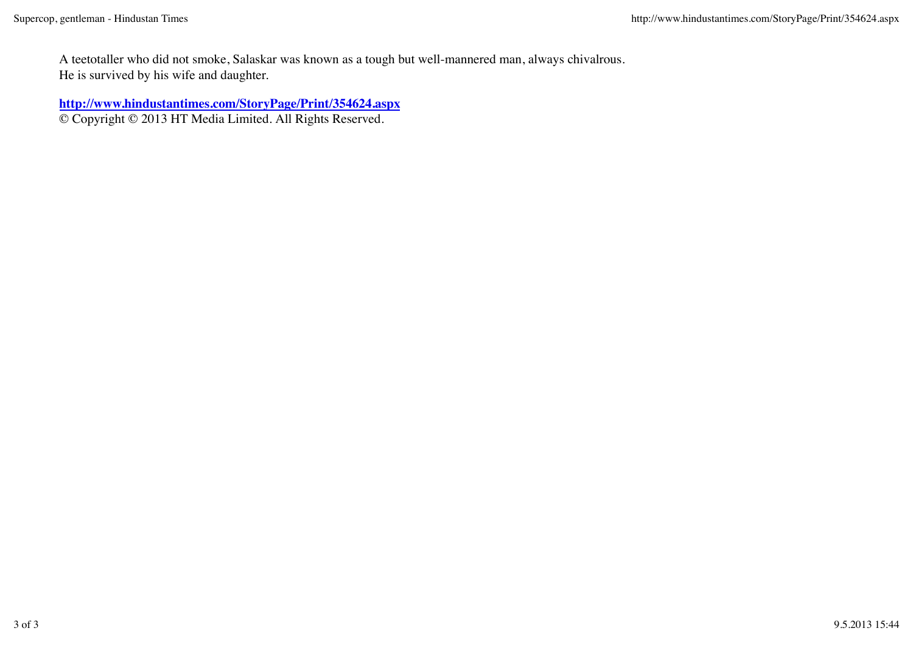A teetotaller who did not smoke, Salaskar was known as a tough but well-mannered man, always chivalrous.
He is survived by his wife and daughter.

**http://www.hindustantimes.com/StoryPage/Print/354624.aspx**
© Copyright © 2013 HT Media Limited. All Rights Reserved.